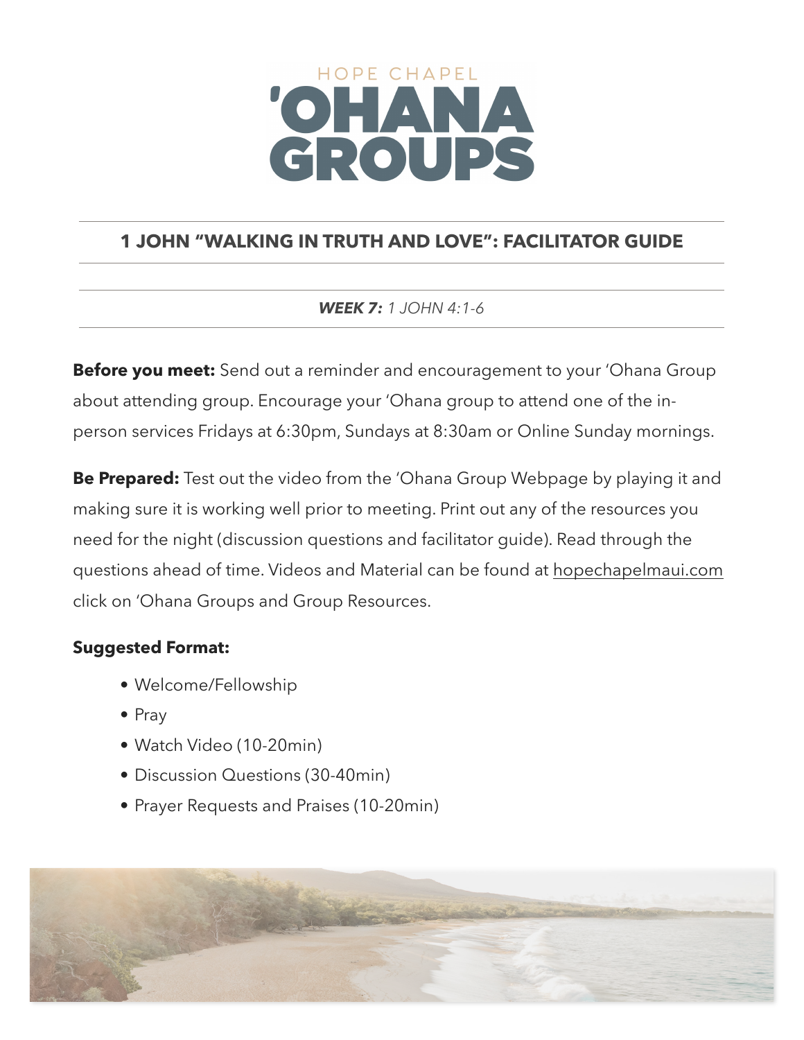HOPE CHAPEL

# 'OHANA GROUPS

## 1 JOHN "WALKING IN TRUTH AND LOVE": FACILITATOR GUIDE

***WEEK 7:*** *1 JOHN 4:1-6*

**Before you meet:** Send out a reminder and encouragement to your 'Ohana Group about attending group. Encourage your 'Ohana group to attend one of the in-person services Fridays at 6:30pm, Sundays at 8:30am or Online Sunday mornings.

**Be Prepared:** Test out the video from the 'Ohana Group Webpage by playing it and making sure it is working well prior to meeting. Print out any of the resources you need for the night (discussion questions and facilitator guide). Read through the questions ahead of time. Videos and Material can be found at hopechapelmaui.com click on 'Ohana Groups and Group Resources.

**Suggested Format:**

- Welcome/Fellowship
- Pray
- Watch Video (10-20min)
- Discussion Questions (30-40min)
- Prayer Requests and Praises (10-20min)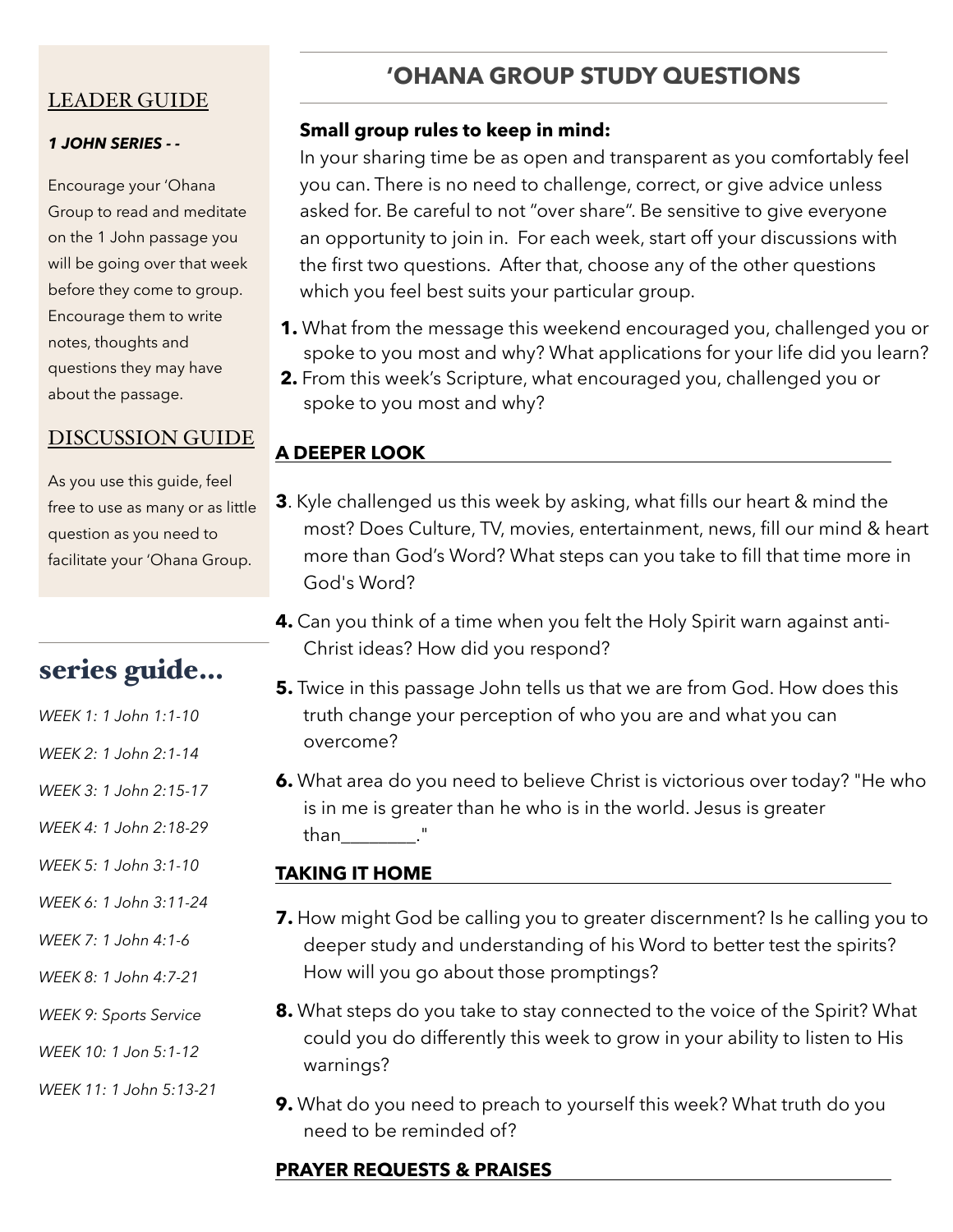## LEADER GUIDE

***1 JOHN SERIES - -***

Encourage your 'Ohana Group to read and meditate on the 1 John passage you will be going over that week before they come to group. Encourage them to write notes, thoughts and questions they may have about the passage.

## DISCUSSION GUIDE

As you use this guide, feel free to use as many or as little question as you need to facilitate your 'Ohana Group.

## series guide...

*WEEK 1: 1 John 1:1-10*

*WEEK 2: 1 John 2:1-14*

*WEEK 3: 1 John 2:15-17*

*WEEK 4: 1 John 2:18-29*

*WEEK 5: 1 John 3:1-10*

*WEEK 6: 1 John 3:11-24*

*WEEK 7: 1 John 4:1-6*

*WEEK 8: 1 John 4:7-21*

*WEEK 9: Sports Service*

*WEEK 10: 1 Jon 5:1-12*

*WEEK 11: 1 John 5:13-21*

# 'OHANA GROUP STUDY QUESTIONS

**Small group rules to keep in mind:**
In your sharing time be as open and transparent as you comfortably feel you can. There is no need to challenge, correct, or give advice unless asked for. Be careful to not "over share". Be sensitive to give everyone an opportunity to join in. For each week, start off your discussions with the first two questions. After that, choose any of the other questions which you feel best suits your particular group.

**1.** What from the message this weekend encouraged you, challenged you or spoke to you most and why? What applications for your life did you learn?

**2.** From this week's Scripture, what encouraged you, challenged you or spoke to you most and why?

### A DEEPER LOOK

**3**. Kyle challenged us this week by asking, what fills our heart & mind the most? Does Culture, TV, movies, entertainment, news, fill our mind & heart more than God's Word? What steps can you take to fill that time more in God's Word?

**4.** Can you think of a time when you felt the Holy Spirit warn against anti-Christ ideas? How did you respond?

**5.** Twice in this passage John tells us that we are from God. How does this truth change your perception of who you are and what you can overcome?

**6.** What area do you need to believe Christ is victorious over today? "He who is in me is greater than he who is in the world. Jesus is greater than________."

### TAKING IT HOME

**7.** How might God be calling you to greater discernment? Is he calling you to deeper study and understanding of his Word to better test the spirits? How will you go about those promptings?

**8.** What steps do you take to stay connected to the voice of the Spirit? What could you do differently this week to grow in your ability to listen to His warnings?

**9.** What do you need to preach to yourself this week? What truth do you need to be reminded of?

### PRAYER REQUESTS & PRAISES